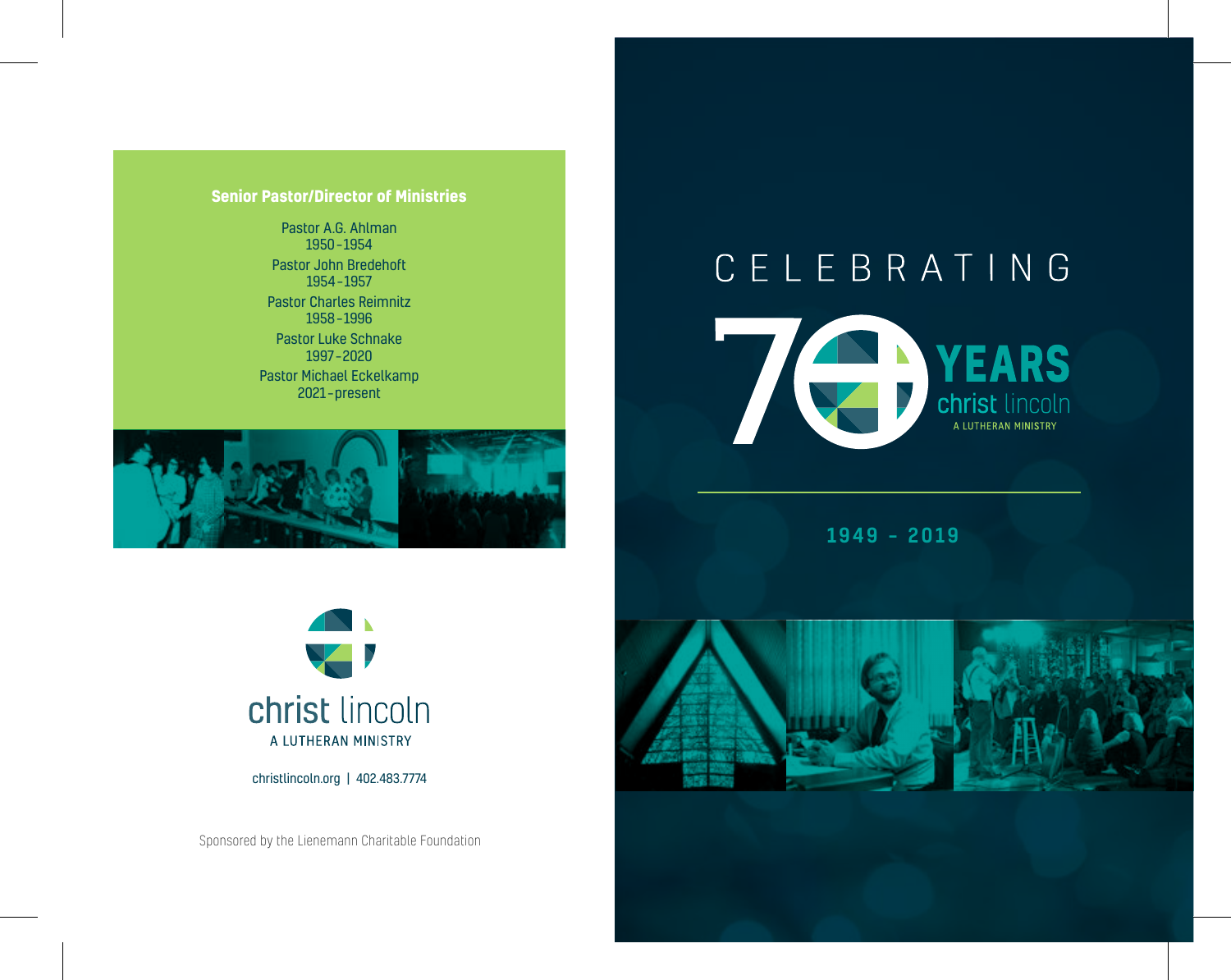**Senior Pastor/Director of Ministries**

Pastor A.G. Ahlman
1950–1954

Pastor John Bredehoft
1954–1957

Pastor Charles Reimnitz
1958–1996

Pastor Luke Schnake
1997–2020

Pastor Michael Eckelkamp
2021–present

christ lincoln
A LUTHERAN MINISTRY

christlincoln.org | 402.483.7774

Sponsored by the Lienemann Charitable Foundation

# CELEBRATING 70 YEARS

christ lincoln
A LUTHERAN MINISTRY

**1949 - 2019**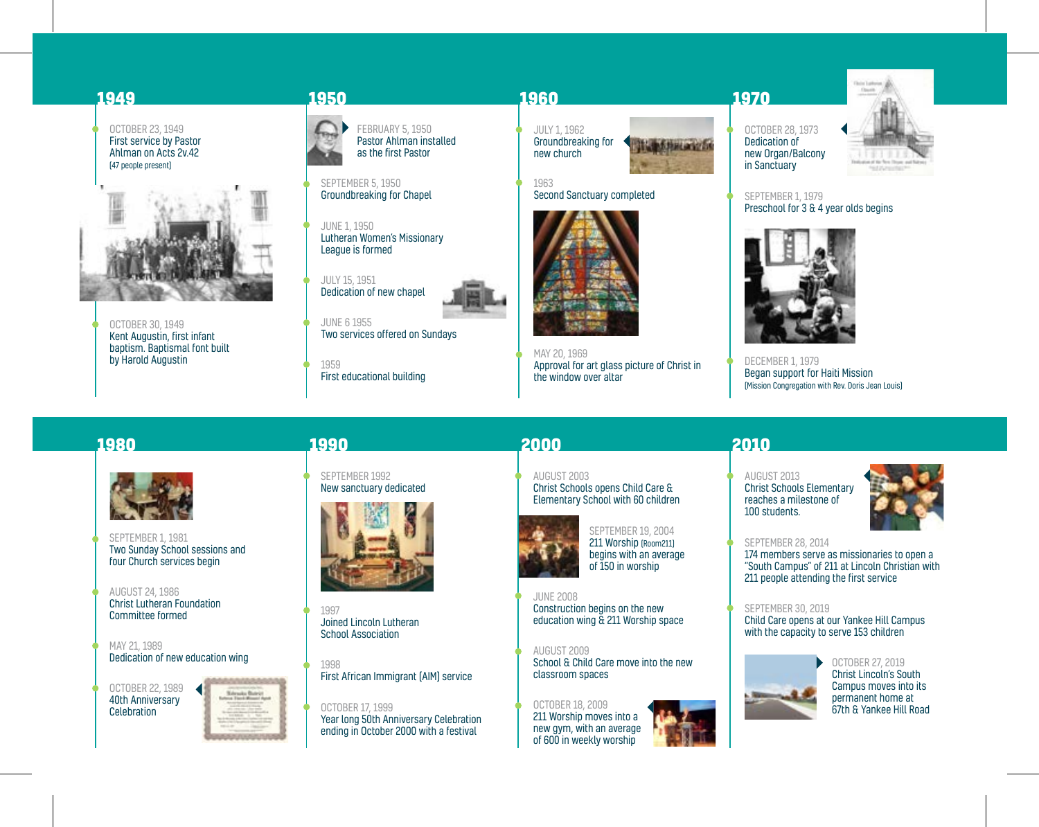## 1949

OCTOBER 23, 1949
First service by Pastor Ahlman on Acts 2v.42
(47 people present)

OCTOBER 30, 1949
Kent Augustin, first infant baptism. Baptismal font built by Harold Augustin

## 1950

FEBRUARY 5, 1950
Pastor Ahlman installed as the first Pastor

SEPTEMBER 5, 1950
Groundbreaking for Chapel

JUNE 1, 1950
Lutheran Women's Missionary League is formed

JULY 15, 1951
Dedication of new chapel

JUNE 6 1955
Two services offered on Sundays

1959
First educational building

## 1960

JULY 1, 1962
Groundbreaking for new church

1963
Second Sanctuary completed

MAY 20, 1969
Approval for art glass picture of Christ in the window over altar

## 1970

OCTOBER 28, 1973
Dedication of new Organ/Balcony in Sanctuary

SEPTEMBER 1, 1979
Preschool for 3 & 4 year olds begins

DECEMBER 1, 1979
Began support for Haiti Mission
(Mission Congregation with Rev. Doris Jean Louis)

## 1980

SEPTEMBER 1, 1981
Two Sunday School sessions and four Church services begin

AUGUST 24, 1986
Christ Lutheran Foundation Committee formed

MAY 21, 1989
Dedication of new education wing

OCTOBER 22, 1989
40th Anniversary Celebration

## 1990

SEPTEMBER 1992
New sanctuary dedicated

1997
Joined Lincoln Lutheran School Association

1998
First African Immigrant (AIM) service

OCTOBER 17, 1999
Year long 50th Anniversary Celebration ending in October 2000 with a festival

## 2000

AUGUST 2003
Christ Schools opens Child Care & Elementary School with 60 children

SEPTEMBER 19, 2004
211 Worship (Room211) begins with an average of 150 in worship

JUNE 2008
Construction begins on the new education wing & 211 Worship space

AUGUST 2009
School & Child Care move into the new classroom spaces

OCTOBER 18, 2009
211 Worship moves into a new gym, with an average of 600 in weekly worship

## 2010

AUGUST 2013
Christ Schools Elementary reaches a milestone of 100 students.

SEPTEMBER 28, 2014
174 members serve as missionaries to open a "South Campus" of 211 at Lincoln Christian with 211 people attending the first service

SEPTEMBER 30, 2019
Child Care opens at our Yankee Hill Campus with the capacity to serve 153 children

OCTOBER 27, 2019
Christ Lincoln's South Campus moves into its permanent home at 67th & Yankee Hill Road